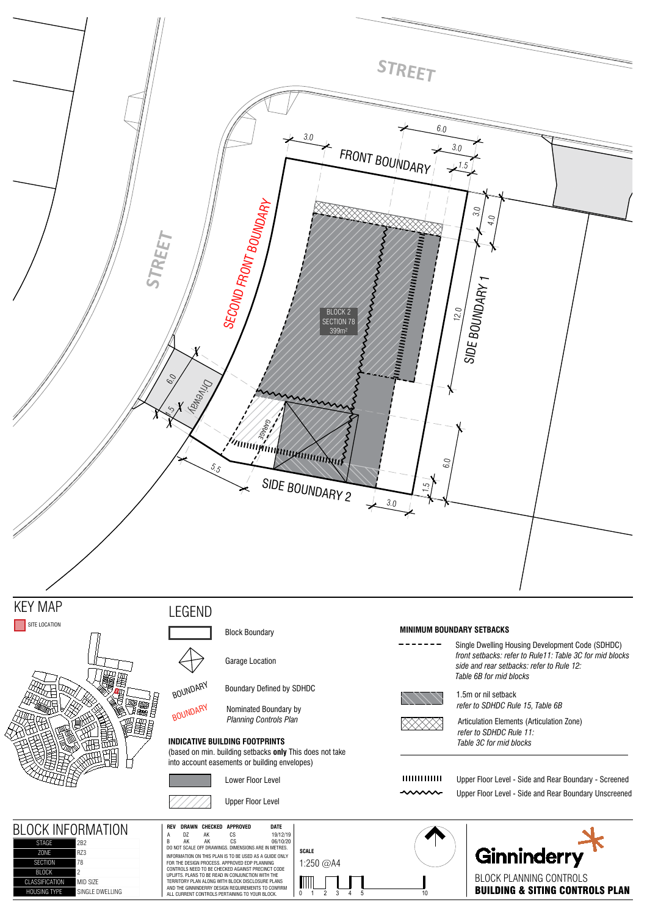STREET

STREET

FRONT BOUNDARY

SECOND FRONT BOUNDARY

SIDE BOUNDARY 1

SIDE BOUNDARY 2

BLOCK 2
SECTION 78
399m²

GARAGE

Driveway

3.0 6.0 3.0 1.5 3.0 4.0 12.0 6.0 1.5 3.0 5.5 6.0 1.5

# KEY MAP

SITE LOCATION

# LEGEND

Block Boundary

Garage Location

BOUNDARY — Boundary Defined by SDHDC

BOUNDARY — Nominated Boundary by *Planning Controls Plan*

**INDICATIVE BUILDING FOOTPRINTS**
(based on min. building setbacks **only** This does not take into account easements or building envelopes)

Lower Floor Level

Upper Floor Level

**MINIMUM BOUNDARY SETBACKS**

Single Dwelling Housing Development Code (SDHDC)
*front setbacks: refer to Rule11: Table 3C for mid blocks*
*side and rear setbacks: refer to Rule 12: Table 6B for mid blocks*

1.5m or nil setback
*refer to SDHDC Rule 15, Table 6B*

Articulation Elements (Articulation Zone)
*refer to SDHDC Rule 11: Table 3C for mid blocks*

Upper Floor Level - Side and Rear Boundary - Screened

Upper Floor Level - Side and Rear Boundary Unscreened

# BLOCK INFORMATION

| | |
|---|---|
| STAGE | 2B2 |
| ZONE | RZ3 |
| SECTION | 78 |
| BLOCK | 2 |
| CLASSIFICATION | MID SIZE |
| HOUSING TYPE | SINGLE DWELLING |

| REV | DRAWN | CHECKED | APPROVED | DATE |
|---|---|---|---|---|
| A | DZ | AK | CS | 19/12/19 |
| B | AK | AK | CS | 06/10/20 |

DO NOT SCALE OFF DRAWINGS. DIMENSIONS ARE IN METRES.

INFORMATION ON THIS PLAN IS TO BE USED AS A GUIDE ONLY FOR THE DESIGN PROCESS. APPROVED EDP PLANNING CONTROLS NEED TO BE CHECKED AGAINST PRECINCT CODE UPLIFTS. PLANS TO BE READ IN CONJUNCTION WITH THE TERRITORY PLAN ALONG WITH BLOCK DISCLOSURE PLANS AND THE GINNINDERRY DESIGN REQUIREMENTS TO CONFIRM ALL CURRENT CONTROLS PERTAINING TO YOUR BLOCK.

**SCALE**
1:250 @A4

0 1 2 3 4 5 10

Ginninderry

BLOCK PLANNING CONTROLS
**BUILDING & SITING CONTROLS PLAN**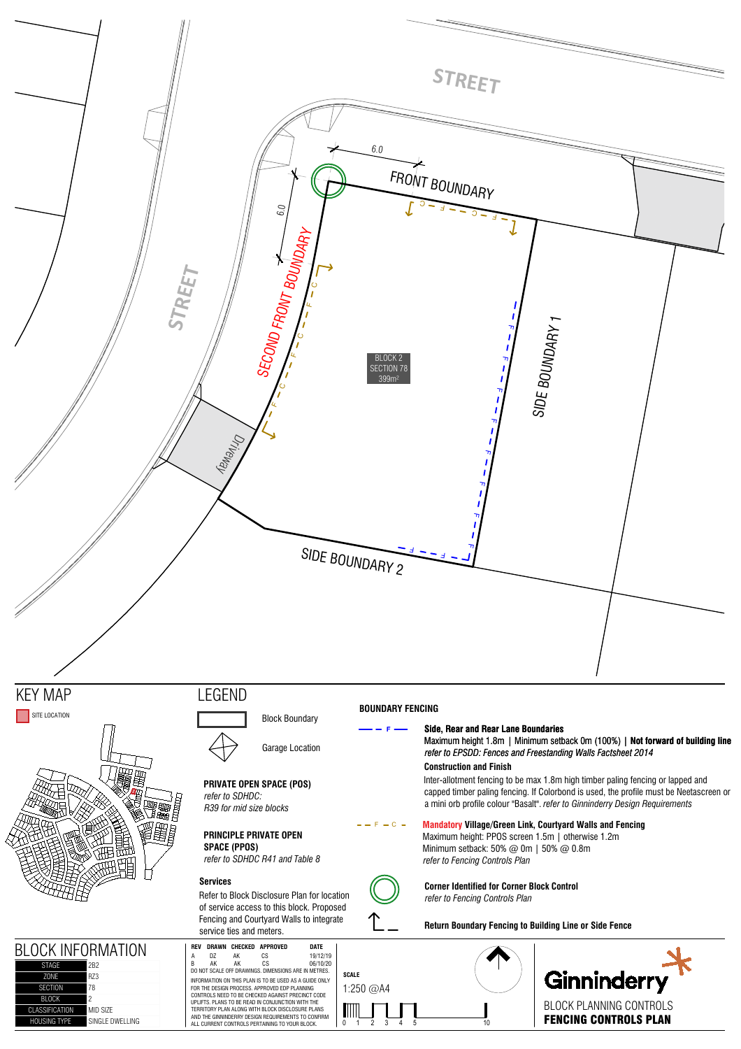STREET

STREET

6.0

6.0

FRONT BOUNDARY

SECOND FRONT BOUNDARY

SIDE BOUNDARY 1

SIDE BOUNDARY 2

Driveway

BLOCK 2
SECTION 78
399m²

## KEY MAP

SITE LOCATION

## LEGEND

Block Boundary

Garage Location

**PRIVATE OPEN SPACE (POS)**
*refer to SDHDC:*
*R39 for mid size blocks*

**PRINCIPLE PRIVATE OPEN SPACE (PPOS)**
*refer to SDHDC R41 and Table 8*

**Services**

Refer to Block Disclosure Plan for location of service access to this block. Proposed Fencing and Courtyard Walls to integrate service ties and meters.

**BOUNDARY FENCING**

**Side, Rear and Rear Lane Boundaries**
Maximum height 1.8m | Minimum setback 0m (100%) | **Not forward of building line**
*refer to EPSDD: Fences and Freestanding Walls Factsheet 2014*

**Construction and Finish**
Inter-allotment fencing to be max 1.8m high timber paling fencing or lapped and capped timber paling fencing. If Colorbond is used, the profile must be Neetascreen or a mini orb profile colour "Basalt". *refer to Ginninderry Design Requirements*

**Mandatory Village/Green Link, Courtyard Walls and Fencing**
Maximum height: PPOS screen 1.5m | otherwise 1.2m
Minimum setback: 50% @ 0m | 50% @ 0.8m
*refer to Fencing Controls Plan*

**Corner Identified for Corner Block Control**
*refer to Fencing Controls Plan*

**Return Boundary Fencing to Building Line or Side Fence**

## BLOCK INFORMATION

| | |
|---|---|
| STAGE | 2B2 |
| ZONE | RZ3 |
| SECTION | 78 |
| BLOCK | 2 |
| CLASSIFICATION | MID SIZE |
| HOUSING TYPE | SINGLE DWELLING |

| REV | DRAWN | CHECKED | APPROVED | DATE |
|---|---|---|---|---|
| A | DZ | AK | CS | 19/12/19 |
| B | AK | AK | CS | 06/10/20 |

DO NOT SCALE OFF DRAWINGS. DIMENSIONS ARE IN METRES.

INFORMATION ON THIS PLAN IS TO BE USED AS A GUIDE ONLY FOR THE DESIGN PROCESS. APPROVED EDP PLANNING CONTROLS NEED TO BE CHECKED AGAINST PRECINCT CODE UPLIFTS. PLANS TO BE READ IN CONJUNCTION WITH THE TERRITORY PLAN ALONG WITH BLOCK DISCLOSURE PLANS AND THE GINNINDERRY DESIGN REQUIREMENTS TO CONFIRM ALL CURRENT CONTROLS PERTAINING TO YOUR BLOCK.

**SCALE**
1:250 @A4

0 1 2 3 4 5 10

Ginninderry

BLOCK PLANNING CONTROLS
**FENCING CONTROLS PLAN**